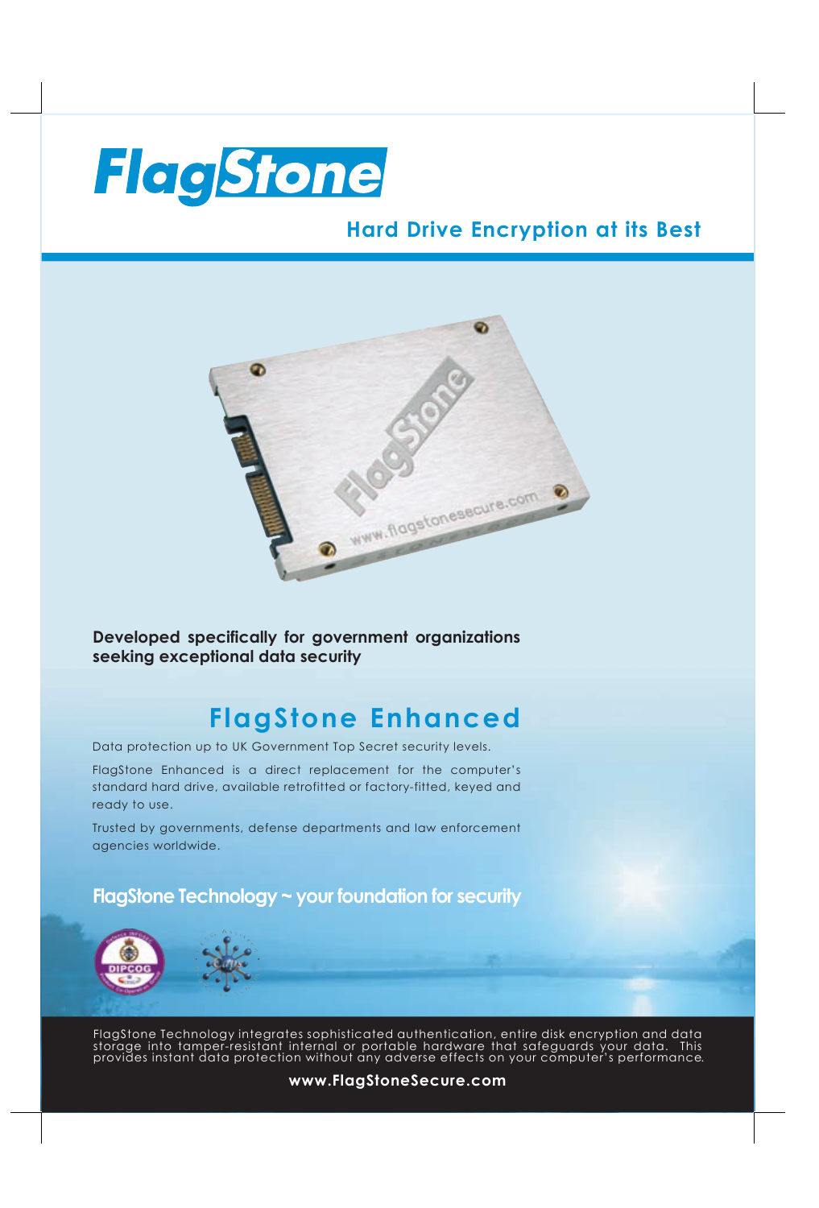# FlagStone

## Hard Drive Encryption at its Best

**Developed specifically for government organizations seeking exceptional data security**

## FlagStone Enhanced

Data protection up to UK Government Top Secret security levels.

FlagStone Enhanced is a direct replacement for the computer's standard hard drive, available retrofitted or factory-fitted, keyed and ready to use.

Trusted by governments, defense departments and law enforcement agencies worldwide.

### FlagStone Technology ~ your foundation for security

FlagStone Technology integrates sophisticated authentication, entire disk encryption and data storage into tamper-resistant internal or portable hardware that safeguards your data. This provides instant data protection without any adverse effects on your computer's performance.

**www.FlagStoneSecure.com**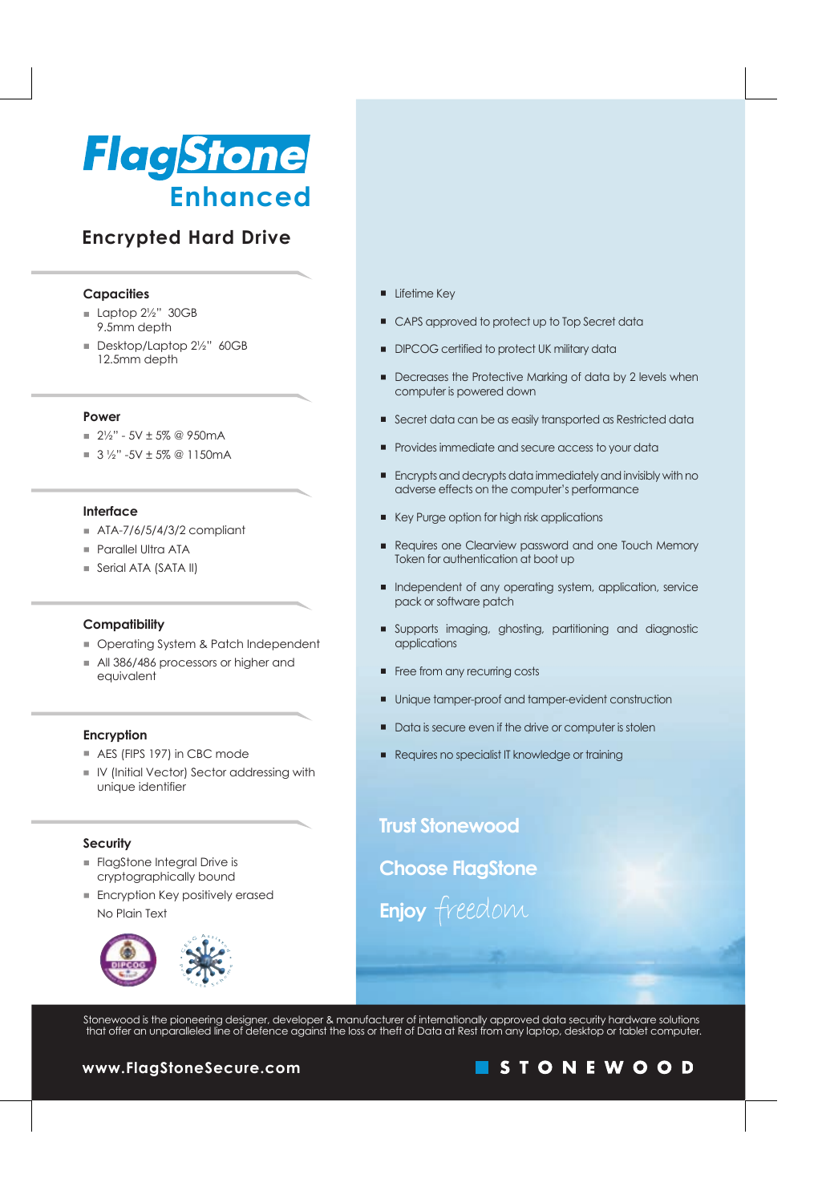# FlagStone Enhanced

## Encrypted Hard Drive

### Capacities

- Laptop 2½" 30GB 9.5mm depth
- Desktop/Laptop 2½" 60GB 12.5mm depth

### Power

- 2½" - 5V ± 5% @ 950mA
- 3 ½" -5V ± 5% @ 1150mA

### Interface

- ATA-7/6/5/4/3/2 compliant
- Parallel Ultra ATA
- Serial ATA (SATA II)

### Compatibility

- Operating System & Patch Independent
- All 386/486 processors or higher and equivalent

### Encryption

- AES (FIPS 197) in CBC mode
- IV (Initial Vector) Sector addressing with unique identifier

### Security

- FlagStone Integral Drive is cryptographically bound
- Encryption Key positively erased

No Plain Text

- Lifetime Key
- CAPS approved to protect up to Top Secret data
- DIPCOG certified to protect UK military data
- Decreases the Protective Marking of data by 2 levels when computer is powered down
- Secret data can be as easily transported as Restricted data
- Provides immediate and secure access to your data
- Encrypts and decrypts data immediately and invisibly with no adverse effects on the computer's performance
- Key Purge option for high risk applications
- Requires one Clearview password and one Touch Memory Token for authentication at boot up
- Independent of any operating system, application, service pack or software patch
- Supports imaging, ghosting, partitioning and diagnostic applications
- Free from any recurring costs
- Unique tamper-proof and tamper-evident construction
- Data is secure even if the drive or computer is stolen
- Requires no specialist IT knowledge or training

**Trust Stonewood**

**Choose FlagStone**

**Enjoy** *freedom*

Stonewood is the pioneering designer, developer & manufacturer of internationally approved data security hardware solutions that offer an unparalleled line of defence against the loss or theft of Data at Rest from any laptop, desktop or tablet computer.

**www.FlagStoneSecure.com**

**STONEWOOD**